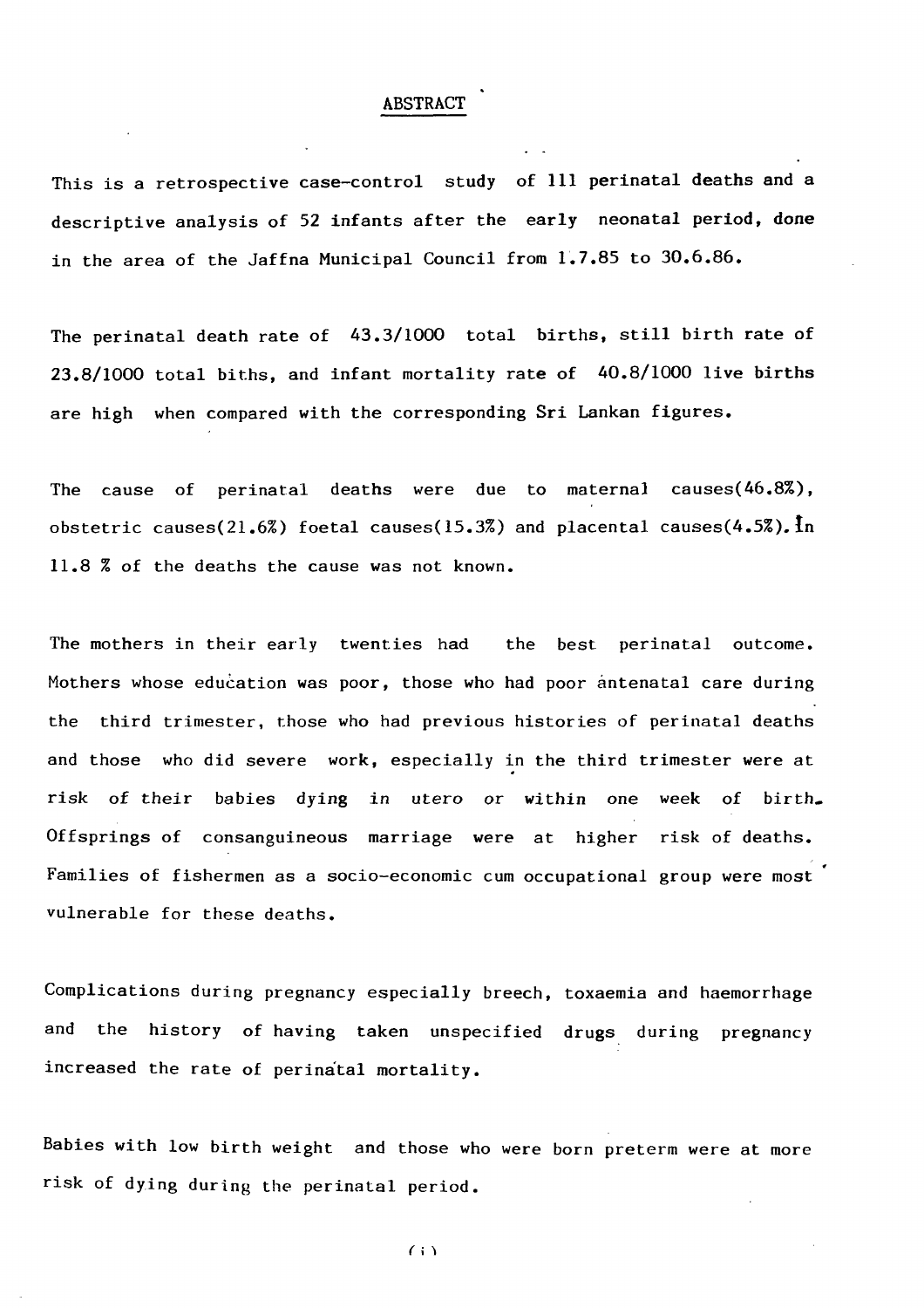## ABSTRACT

This is a retrospective case-control study of 111 perinatal deaths and a descriptive analysis of 52 infants after the early neonatal period, done in the area of the Jaffna Municipal Council from 1.7.85 to 30.6.86.

The perinatal death rate of 43.3/1000 total births, still birth rate of 23.8/1000 total biths, and infant mortality rate of 40.8/1000 live births are high when compared with the corresponding Sri Lankan figures.

The cause of perinatal deaths were due to maternal causes(46.8%), obstetric causes(21.6%) foetal causes(15.3%) and placental causes(4.5%). In 11.8 % of the deaths the cause was not known.

The mothers in their early twenties had the best perinatal outcome. Mothers whose education was poor, those who had poor antenatal care during the third trimester, those who had previous histories of perinatal deaths and those who did severe work, especially in the third trimester were at risk of their babies dying *in utero* or within one week of birth. Offsprings of consanguineous marriage were at higher risk of deaths. Families of fishermen as a socio-economic cum occupational group were most vulnerable for these deaths.

Complications during pregnancy especially breech, toxaemia and haemorrhage and the history of having taken unspecified drugs during pregnancy increased the rate of perinatal mortality.

Babies with low birth weight and those who were born preterm were at more risk of dying during the perinatal period.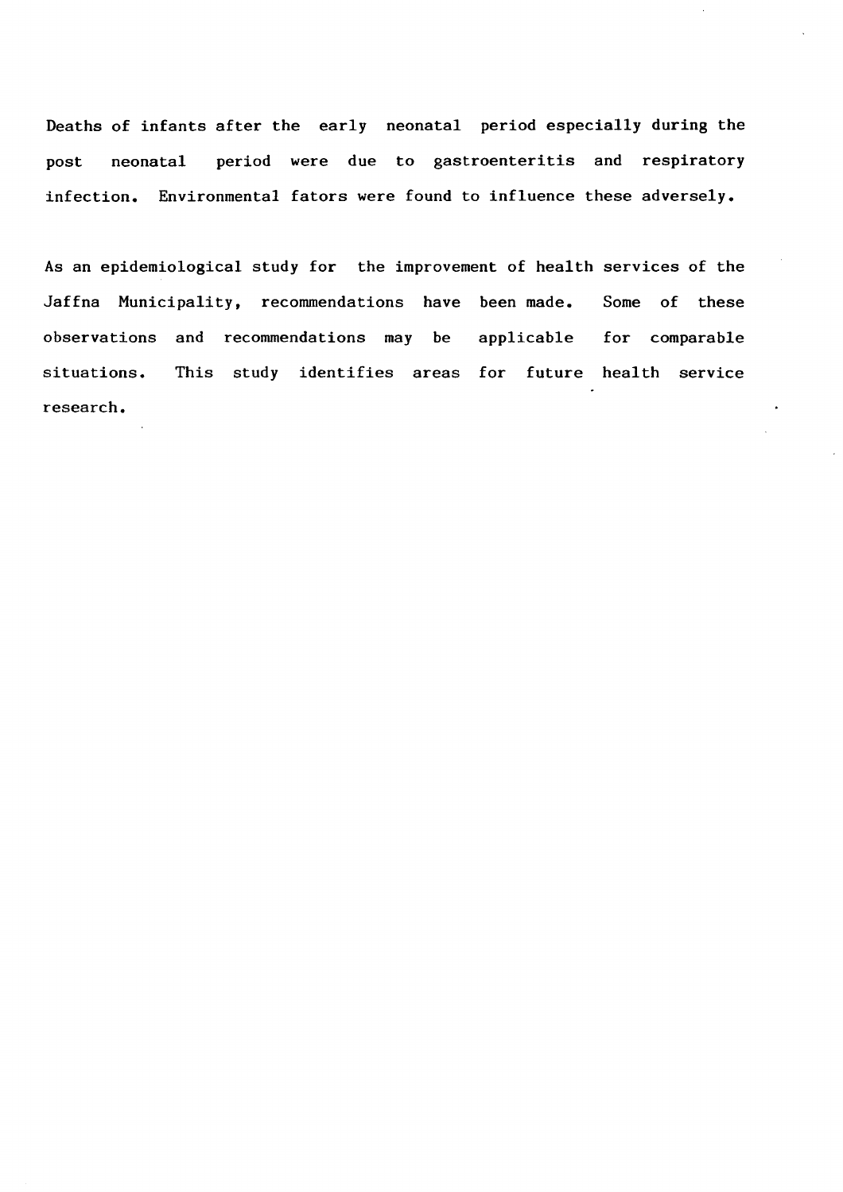Deaths of infants after the early neonatal period especially during the post neonatal period were due to gastroenteritis and respiratory infection. Environmental fators were found to influence these adversely.

As an epidemiological study for the improvement of health services of the Jaffna Municipality, recommendations have been made. Some of these observations and recommendations may be applicable for comparable situations. This study identifies areas for future health service research.